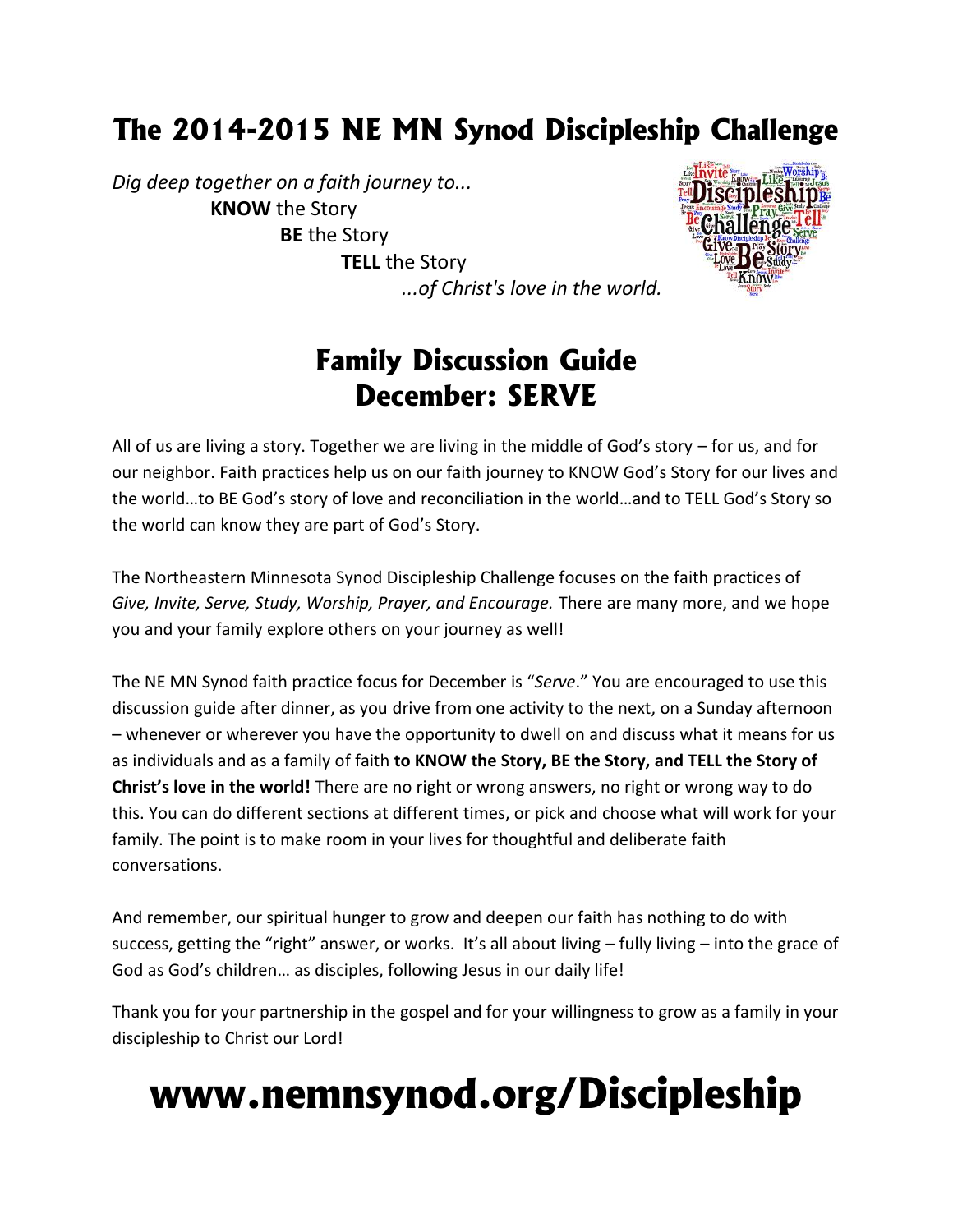# The 2014-2015 NE MN Synod Discipleship Challenge

*Dig deep together on a faith journey to...*
**KNOW** the Story
**BE** the Story
**TELL** the Story
*...of Christ's love in the world.*

## Family Discussion Guide
## December: SERVE

All of us are living a story. Together we are living in the middle of God's story – for us, and for our neighbor. Faith practices help us on our faith journey to KNOW God's Story for our lives and the world…to BE God's story of love and reconciliation in the world…and to TELL God's Story so the world can know they are part of God's Story.

The Northeastern Minnesota Synod Discipleship Challenge focuses on the faith practices of *Give, Invite, Serve, Study, Worship, Prayer, and Encourage.* There are many more, and we hope you and your family explore others on your journey as well!

The NE MN Synod faith practice focus for December is "*Serve*." You are encouraged to use this discussion guide after dinner, as you drive from one activity to the next, on a Sunday afternoon – whenever or wherever you have the opportunity to dwell on and discuss what it means for us as individuals and as a family of faith **to KNOW the Story, BE the Story, and TELL the Story of Christ's love in the world!** There are no right or wrong answers, no right or wrong way to do this. You can do different sections at different times, or pick and choose what will work for your family. The point is to make room in your lives for thoughtful and deliberate faith conversations.

And remember, our spiritual hunger to grow and deepen our faith has nothing to do with success, getting the "right" answer, or works. It's all about living – fully living – into the grace of God as God's children… as disciples, following Jesus in our daily life!

Thank you for your partnership in the gospel and for your willingness to grow as a family in your discipleship to Christ our Lord!

# www.nemnsynod.org/Discipleship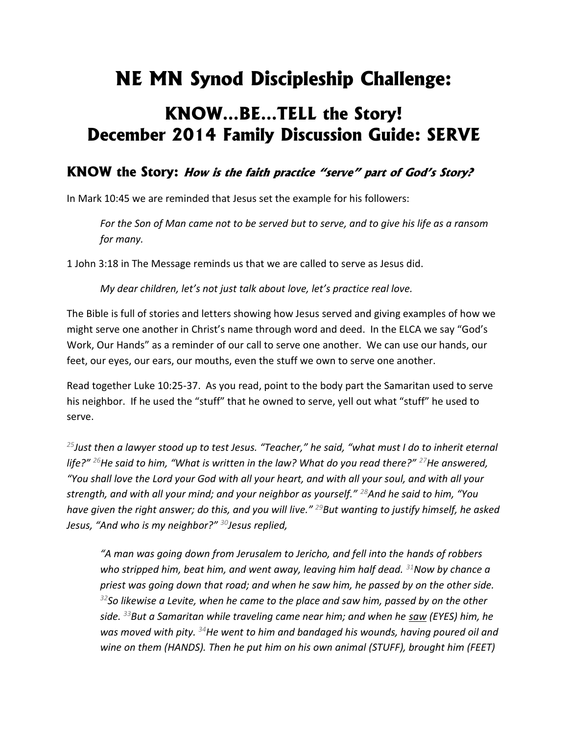# NE MN Synod Discipleship Challenge:

## KNOW…BE…TELL the Story! December 2014 Family Discussion Guide: SERVE

### KNOW the Story: *How is the faith practice "serve" part of God's Story?*

In Mark 10:45 we are reminded that Jesus set the example for his followers:

> *For the Son of Man came not to be served but to serve, and to give his life as a ransom for many.*

1 John 3:18 in The Message reminds us that we are called to serve as Jesus did.

> *My dear children, let's not just talk about love, let's practice real love.*

The Bible is full of stories and letters showing how Jesus served and giving examples of how we might serve one another in Christ's name through word and deed. In the ELCA we say "God's Work, Our Hands" as a reminder of our call to serve one another. We can use our hands, our feet, our eyes, our ears, our mouths, even the stuff we own to serve one another.

Read together Luke 10:25-37. As you read, point to the body part the Samaritan used to serve his neighbor. If he used the "stuff" that he owned to serve, yell out what "stuff" he used to serve.

*[25]Just then a lawyer stood up to test Jesus. "Teacher," he said, "what must I do to inherit eternal life?" [26]He said to him, "What is written in the law? What do you read there?" [27]He answered, "You shall love the Lord your God with all your heart, and with all your soul, and with all your strength, and with all your mind; and your neighbor as yourself." [28]And he said to him, "You have given the right answer; do this, and you will live." [29]But wanting to justify himself, he asked Jesus, "And who is my neighbor?" [30]Jesus replied,*

> *"A man was going down from Jerusalem to Jericho, and fell into the hands of robbers who stripped him, beat him, and went away, leaving him half dead. [31]Now by chance a priest was going down that road; and when he saw him, he passed by on the other side. [32]So likewise a Levite, when he came to the place and saw him, passed by on the other side. [33]But a Samaritan while traveling came near him; and when he <u>saw</u> (EYES) him, he was moved with pity. [34]He went to him and bandaged his wounds, having poured oil and wine on them (HANDS). Then he put him on his own animal (STUFF), brought him (FEET)*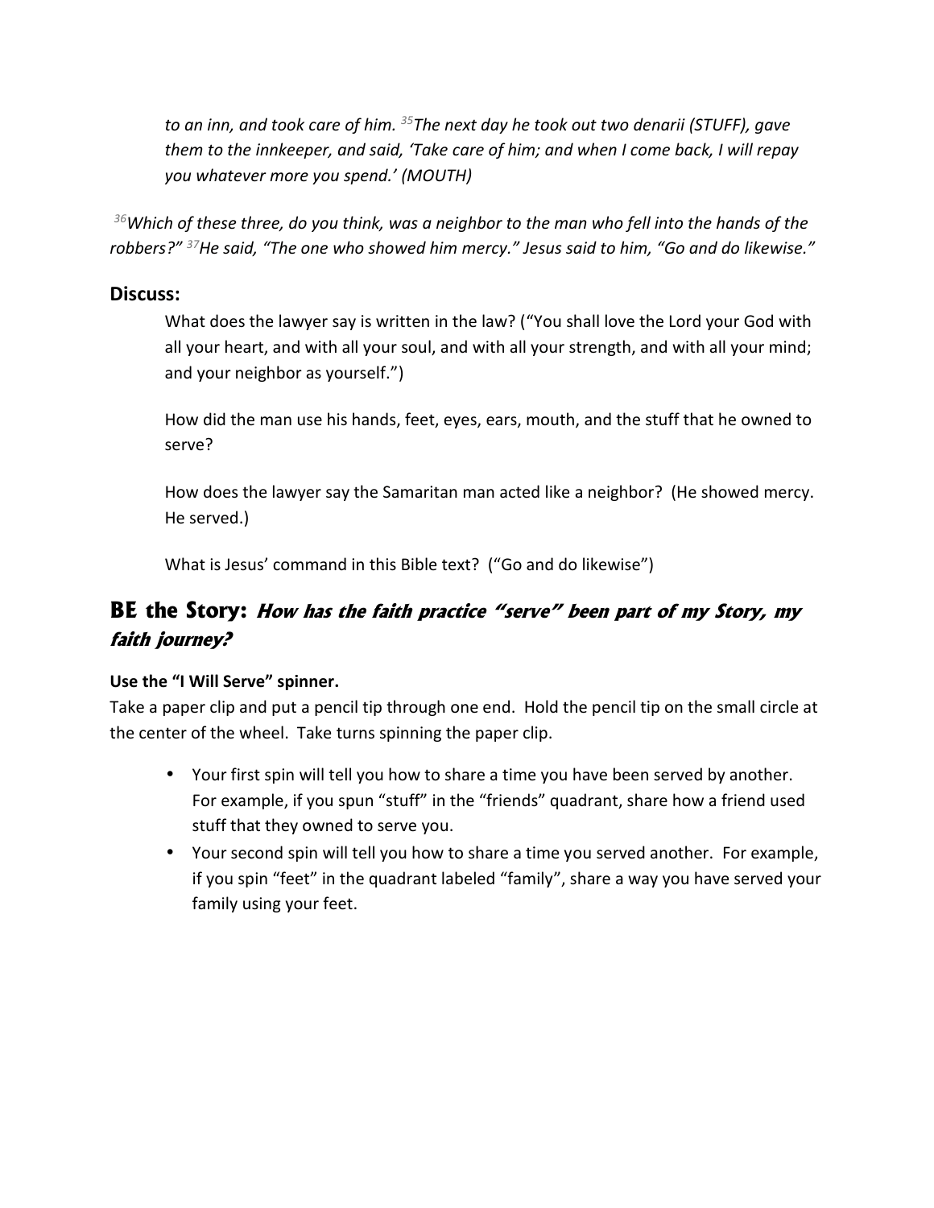*to an inn, and took care of him.* [35]*The next day he took out two denarii (STUFF), gave them to the innkeeper, and said, 'Take care of him; and when I come back, I will repay you whatever more you spend.' (MOUTH)*

[36]*Which of these three, do you think, was a neighbor to the man who fell into the hands of the robbers?"* [37]*He said, "The one who showed him mercy." Jesus said to him, "Go and do likewise."*

## Discuss:

What does the lawyer say is written in the law? ("You shall love the Lord your God with all your heart, and with all your soul, and with all your strength, and with all your mind; and your neighbor as yourself.")

How did the man use his hands, feet, eyes, ears, mouth, and the stuff that he owned to serve?

How does the lawyer say the Samaritan man acted like a neighbor? (He showed mercy. He served.)

What is Jesus' command in this Bible text? ("Go and do likewise")

## BE the Story: *How has the faith practice "serve" been part of my Story, my faith journey?*

**Use the "I Will Serve" spinner.**

Take a paper clip and put a pencil tip through one end. Hold the pencil tip on the small circle at the center of the wheel. Take turns spinning the paper clip.

- Your first spin will tell you how to share a time you have been served by another. For example, if you spun "stuff" in the "friends" quadrant, share how a friend used stuff that they owned to serve you.
- Your second spin will tell you how to share a time you served another. For example, if you spin "feet" in the quadrant labeled "family", share a way you have served your family using your feet.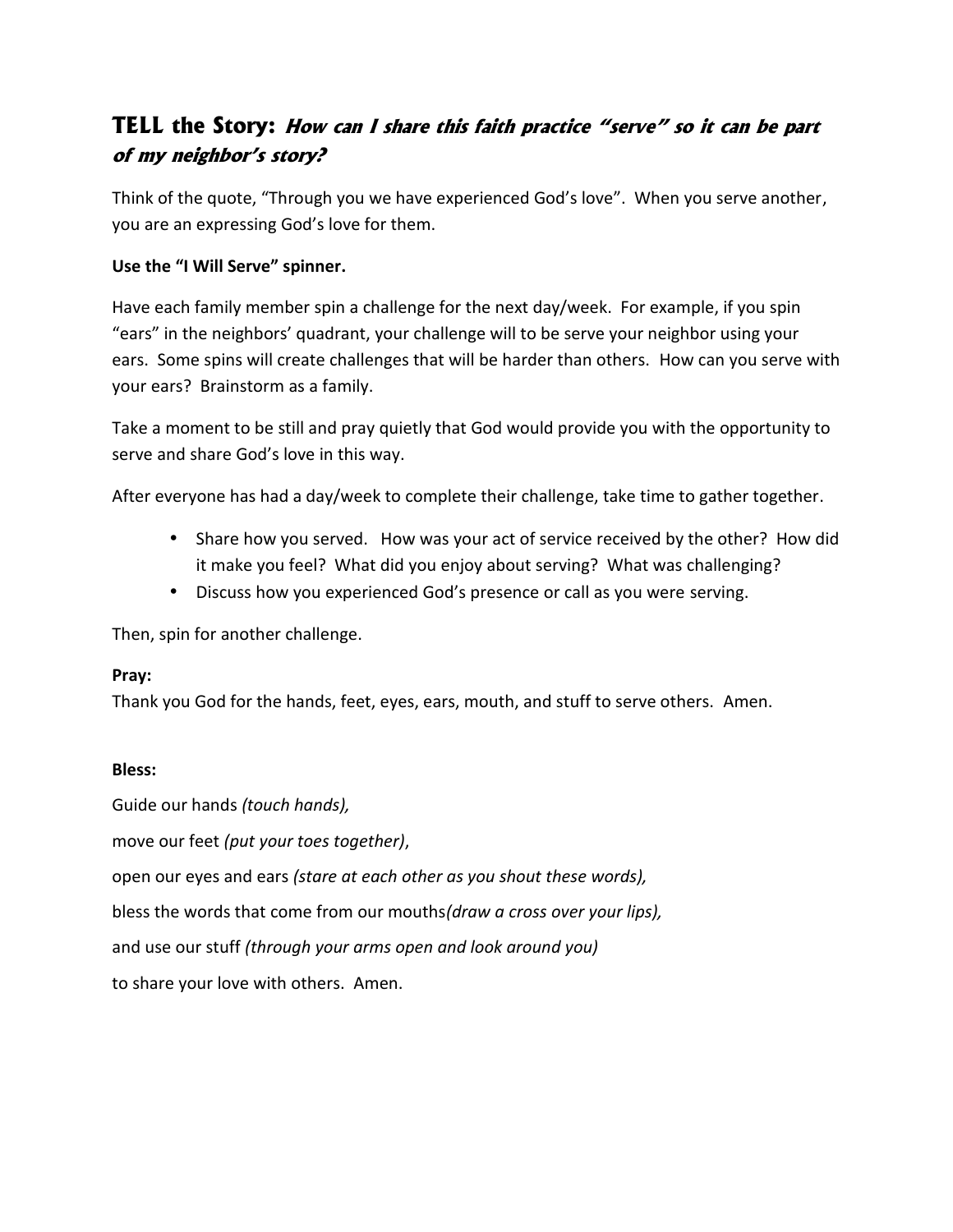## TELL the Story: *How can I share this faith practice "serve" so it can be part of my neighbor's story?*

Think of the quote, "Through you we have experienced God's love". When you serve another, you are an expressing God's love for them.

**Use the "I Will Serve" spinner.**

Have each family member spin a challenge for the next day/week. For example, if you spin "ears" in the neighbors' quadrant, your challenge will to be serve your neighbor using your ears. Some spins will create challenges that will be harder than others. How can you serve with your ears? Brainstorm as a family.

Take a moment to be still and pray quietly that God would provide you with the opportunity to serve and share God's love in this way.

After everyone has had a day/week to complete their challenge, take time to gather together.

- Share how you served. How was your act of service received by the other? How did it make you feel? What did you enjoy about serving? What was challenging?
- Discuss how you experienced God's presence or call as you were serving.

Then, spin for another challenge.

**Pray:**
Thank you God for the hands, feet, eyes, ears, mouth, and stuff to serve others. Amen.

**Bless:**

Guide our hands *(touch hands),*

move our feet *(put your toes together)*,

open our eyes and ears *(stare at each other as you shout these words),*

bless the words that come from our mouths*(draw a cross over your lips),*

and use our stuff *(through your arms open and look around you)*

to share your love with others. Amen.